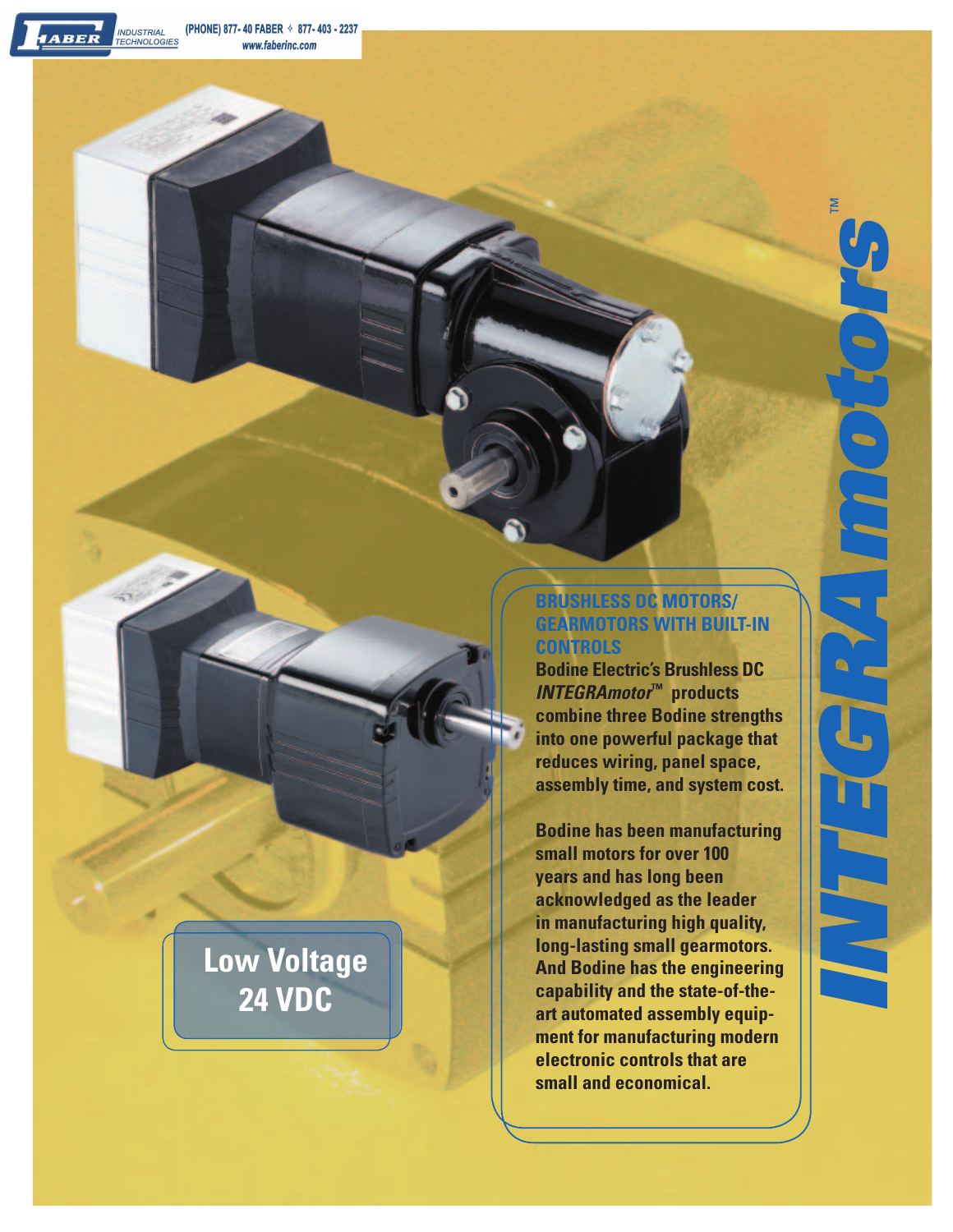FABER INDUSTRIAL TECHNOLOGIES (PHONE) 877-40 FABER ✧ 877-403-2237 www.faberinc.com

# INTEGRAmotors™

## BRUSHLESS DC MOTORS/ GEARMOTORS WITH BUILT-IN CONTROLS

**Bodine Electric's Brushless DC *INTEGRAmotor*™ products combine three Bodine strengths into one powerful package that reduces wiring, panel space, assembly time, and system cost.**

**Bodine has been manufacturing small motors for over 100 years and has long been acknowledged as the leader in manufacturing high quality, long-lasting small gearmotors. And Bodine has the engineering capability and the state-of-the-art automated assembly equipment for manufacturing modern electronic controls that are small and economical.**

**Low Voltage 24 VDC**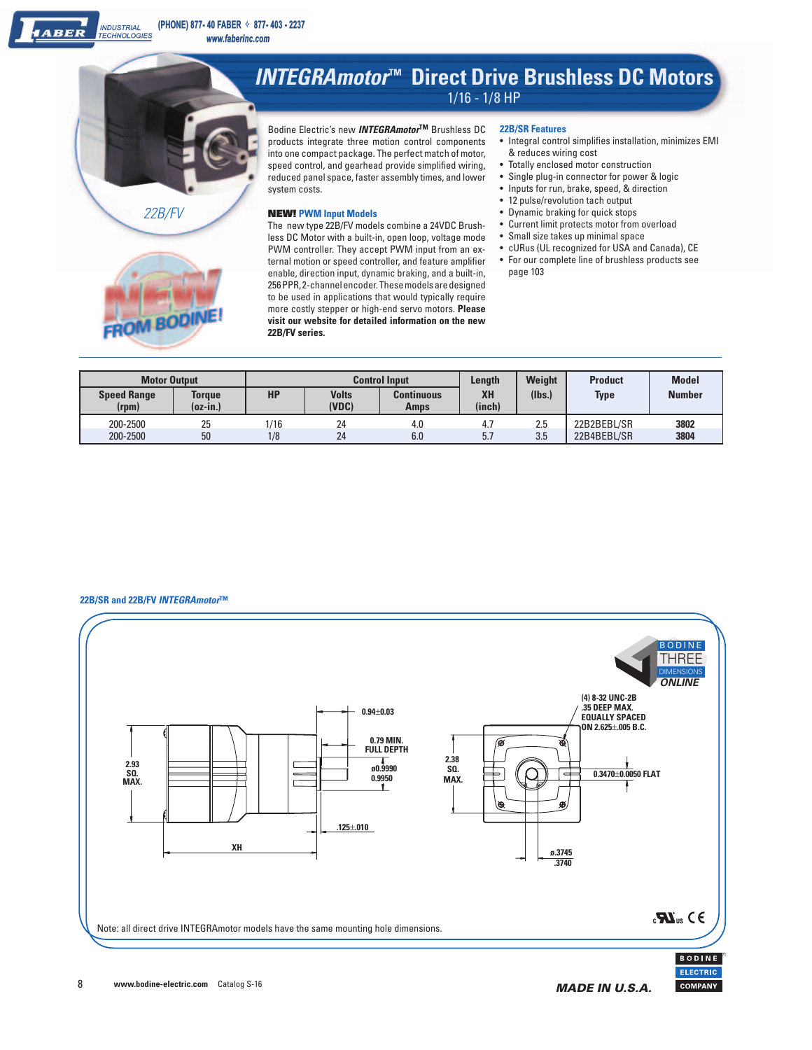# INTEGRAmotor™ Direct Drive Brushless DC Motors

1/16 - 1/8 HP

22B/FV

Bodine Electric's new ***INTEGRAmotor***™ Brushless DC products integrate three motion control components into one compact package. The perfect match of motor, speed control, and gearhead provide simplified wiring, reduced panel space, faster assembly times, and lower system costs.

### NEW! PWM Input Models

The new type 22B/FV models combine a 24VDC Brushless DC Motor with a built-in, open loop, voltage mode PWM controller. They accept PWM input from an external motion or speed controller, and feature amplifier enable, direction input, dynamic braking, and a built-in, 256 PPR, 2-channel encoder. These models are designed to be used in applications that would typically require more costly stepper or high-end servo motors. **Please visit our website for detailed information on the new 22B/FV series.**

NEW FROM BODINE!

### 22B/SR Features

- Integral control simplifies installation, minimizes EMI & reduces wiring cost
- Totally enclosed motor construction
- Single plug-in connector for power & logic
- Inputs for run, brake, speed, & direction
- 12 pulse/revolution tach output
- Dynamic braking for quick stops
- Current limit protects motor from overload
- Small size takes up minimal space
- cURus (UL recognized for USA and Canada), CE
- For our complete line of brushless products see page 103

| Motor Output | | | Control Input | | Length | Weight | Product | Model |
|---|---|---|---|---|---|---|---|---|
| Speed Range (rpm) | Torque (oz-in.) | HP | Volts (VDC) | Continuous Amps | XH (inch) | (lbs.) | Type | Number |
| 200-2500 | 25 | 1/16 | 24 | 4.0 | 4.7 | 2.5 | 22B2BEBL/SR | **3802** |
| 200-2500 | 50 | 1/8 | 24 | 6.0 | 5.7 | 3.5 | 22B4BEBL/SR | **3804** |

### 22B/SR and 22B/FV *INTEGRAmotor*™

BODINE THREE DIMENSIONS ONLINE

2.93 SQ. MAX.

0.94±0.03

0.79 MIN. FULL DEPTH

ø0.9990 / 0.9950

.125±.010

XH

2.38 SQ. MAX.

(4) 8-32 UNC-2B .35 DEEP MAX. EQUALLY SPACED ON 2.625±.005 B.C.

0.3470±0.0050 FLAT

ø.3745 / .3740

Note: all direct drive INTEGRAmotor models have the same mounting hole dimensions.

www.bodine-electric.com Catalog S-16

MADE IN U.S.A.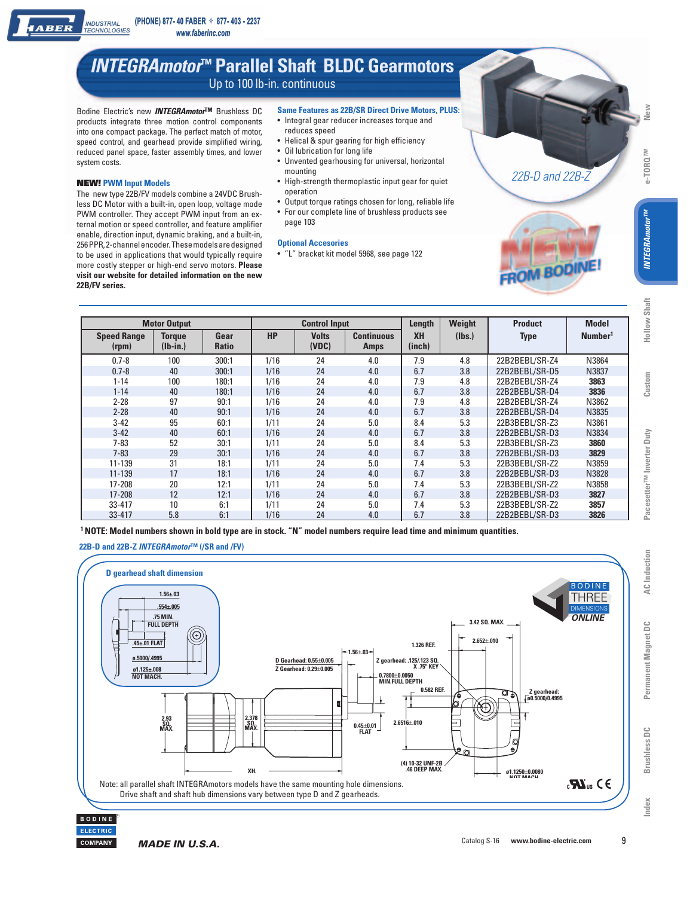# INTEGRAmotor™ Parallel Shaft BLDC Gearmotors

Up to 100 lb-in. continuous

Bodine Electric's new ***INTEGRAmotor™*** Brushless DC products integrate three motion control components into one compact package. The perfect match of motor, speed control, and gearhead provide simplified wiring, reduced panel space, faster assembly times, and lower system costs.

### NEW! PWM Input Models

The new type 22B/FV models combine a 24VDC Brushless DC Motor with a built-in, open loop, voltage mode PWM controller. They accept PWM input from an external motion or speed controller, and feature amplifier enable, direction input, dynamic braking, and a built-in, 256 PPR, 2-channel encoder. These models are designed to be used in applications that would typically require more costly stepper or high-end servo motors. **Please visit our website for detailed information on the new 22B/FV series.**

### Same Features as 22B/SR Direct Drive Motors, PLUS:

- Integral gear reducer increases torque and reduces speed
- Helical & spur gearing for high efficiency
- Oil lubrication for long life
- Unvented gearhousing for universal, horizontal mounting
- High-strength thermoplastic input gear for quiet operation
- Output torque ratings chosen for long, reliable life
- For our complete line of brushless products see page 103

### Optional Accesories

- "L" bracket kit model 5968, see page 122

22B-D and 22B-Z

NEW FROM BODINE!

| Motor Output | | | Control Input | | | Length | Weight | Product | Model |
|---|---|---|---|---|---|---|---|---|---|
| Speed Range (rpm) | Torque (lb-in.) | Gear Ratio | HP | Volts (VDC) | Continuous Amps | XH (inch) | (lbs.) | Type | Number[1] |
| 0.7-8 | 100 | 300:1 | 1/16 | 24 | 4.0 | 7.9 | 4.8 | 22B2BEBL/SR-Z4 | N3864 |
| 0.7-8 | 40 | 300:1 | 1/16 | 24 | 4.0 | 6.7 | 3.8 | 22B2BEBL/SR-D5 | N3837 |
| 1-14 | 100 | 180:1 | 1/16 | 24 | 4.0 | 7.9 | 4.8 | 22B2BEBL/SR-Z4 | **3863** |
| 1-14 | 40 | 180:1 | 1/16 | 24 | 4.0 | 6.7 | 3.8 | 22B2BEBL/SR-D4 | **3836** |
| 2-28 | 97 | 90:1 | 1/16 | 24 | 4.0 | 7.9 | 4.8 | 22B2BEBL/SR-Z4 | N3862 |
| 2-28 | 40 | 90:1 | 1/16 | 24 | 4.0 | 6.7 | 3.8 | 22B2BEBL/SR-D4 | N3835 |
| 3-42 | 95 | 60:1 | 1/11 | 24 | 5.0 | 8.4 | 5.3 | 22B3BEBL/SR-Z3 | N3861 |
| 3-42 | 40 | 60:1 | 1/16 | 24 | 4.0 | 6.7 | 3.8 | 22B2BEBL/SR-D3 | N3834 |
| 7-83 | 52 | 30:1 | 1/11 | 24 | 5.0 | 8.4 | 5.3 | 22B3BEBL/SR-Z3 | **3860** |
| 7-83 | 29 | 30:1 | 1/16 | 24 | 4.0 | 6.7 | 3.8 | 22B2BEBL/SR-D3 | **3829** |
| 11-139 | 31 | 18:1 | 1/11 | 24 | 5.0 | 7.4 | 5.3 | 22B3BEBL/SR-Z2 | N3859 |
| 11-139 | 17 | 18:1 | 1/16 | 24 | 4.0 | 6.7 | 3.8 | 22B2BEBL/SR-D3 | N3828 |
| 17-208 | 20 | 12:1 | 1/11 | 24 | 5.0 | 7.4 | 5.3 | 22B3BEBL/SR-Z2 | N3858 |
| 17-208 | 12 | 12:1 | 1/16 | 24 | 4.0 | 6.7 | 3.8 | 22B2BEBL/SR-D3 | **3827** |
| 33-417 | 10 | 6:1 | 1/11 | 24 | 5.0 | 7.4 | 5.3 | 22B3BEBL/SR-Z2 | **3857** |
| 33-417 | 5.8 | 6:1 | 1/16 | 24 | 4.0 | 6.7 | 3.8 | 22B2BEBL/SR-D3 | **3826** |

[1] **NOTE: Model numbers shown in bold type are in stock. "N" model numbers require lead time and minimum quantities.**

### 22B-D and 22B-Z *INTEGRAmotor™* (/SR and /FV)

D gearhead shaft dimension: 1.56±.03; .554±.005; .75 MIN. FULL DEPTH; .45±.01 FLAT; ø.5000/.4995; ø1.125±.008 NOT MACH.

D Gearhead: 0.55±0.005; Z Gearhead: 0.29±0.005; 1.56±.03; Z gearhead: .125/.123 SQ. X .75" KEY; 0.7800±0.0050 MIN.FULL DEPTH; 1.326 REF.; 0.582 REF.; 3.42 SQ. MAX.; 2.652±.010; Z gearhead: ø0.5000/0.4995; 2.93 SQ. MAX.; 2.378 SQ. MAX.; 0.45±0.01 FLAT; 2.6516±.010; (4) 10-32 UNF-2B .46 DEEP MAX.; ø1.1250±0.0080 NOT MACH.; XH.

BODINE THREE DIMENSIONS ONLINE

Note: all parallel shaft INTEGRAmotors models have the same mounting hole dimensions. Drive shaft and shaft hub dimensions vary between type D and Z gearheads.

MADE IN U.S.A.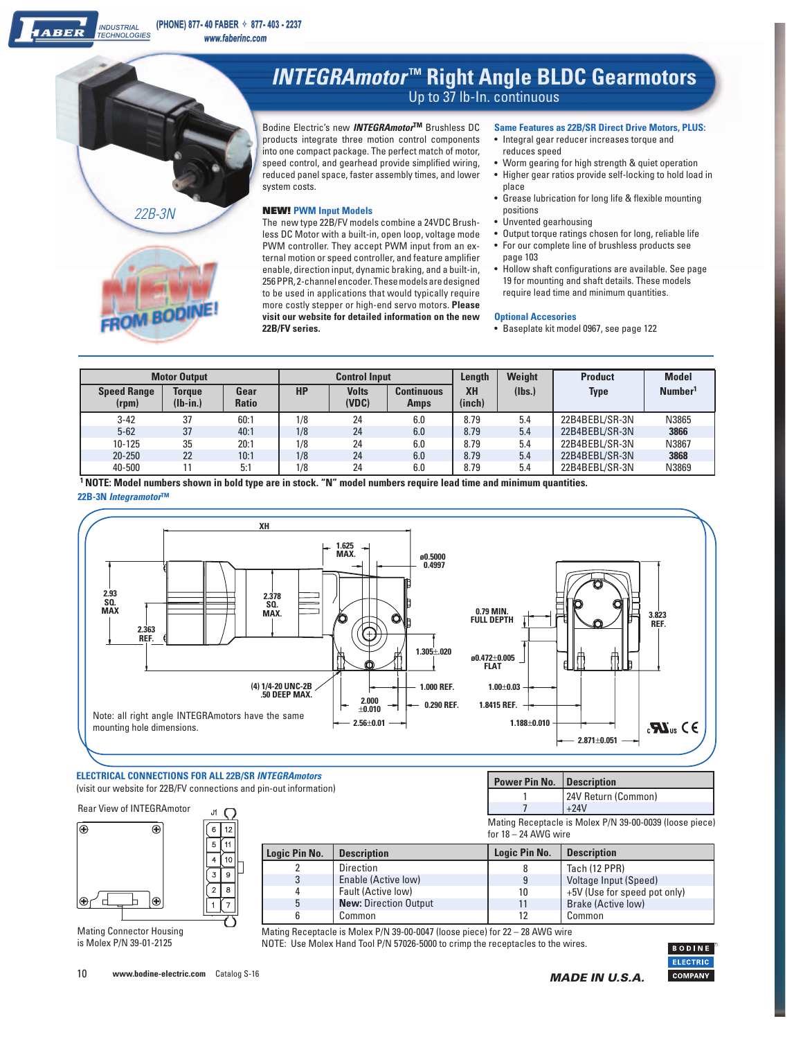FABER INDUSTRIAL TECHNOLOGIES (PHONE) 877-40 FABER ✧ 877-403-2237 www.faberinc.com

# INTEGRAmotor™ Right Angle BLDC Gearmotors

Up to 37 lb-In. continuous

22B-3N

NEW FROM BODINE!

Bodine Electric's new ***INTEGRAmotor™*** Brushless DC products integrate three motion control components into one compact package. The perfect match of motor, speed control, and gearhead provide simplified wiring, reduced panel space, faster assembly times, and lower system costs.

### NEW! PWM Input Models

The new type 22B/FV models combine a 24VDC Brushless DC Motor with a built-in, open loop, voltage mode PWM controller. They accept PWM input from an external motion or speed controller, and feature amplifier enable, direction input, dynamic braking, and a built-in, 256 PPR, 2-channel encoder. These models are designed to be used in applications that would typically require more costly stepper or high-end servo motors. **Please visit our website for detailed information on the new 22B/FV series.**

### Same Features as 22B/SR Direct Drive Motors, PLUS:

- Integral gear reducer increases torque and reduces speed
- Worm gearing for high strength & quiet operation
- Higher gear ratios provide self-locking to hold load in place
- Grease lubrication for long life & flexible mounting positions
- Unvented gearhousing
- Output torque ratings chosen for long, reliable life
- For our complete line of brushless products see page 103
- Hollow shaft configurations are available. See page 19 for mounting and shaft details. These models require lead time and minimum quantities.

### Optional Accesories

- Baseplate kit model 0967, see page 122

| Motor Output | | | Control Input | | | Length | Weight | Product | Model |
|---|---|---|---|---|---|---|---|---|---|
| Speed Range (rpm) | Torque (lb-in.) | Gear Ratio | HP | Volts (VDC) | Continuous Amps | XH (inch) | (lbs.) | Type | Number[1] |
| 3-42 | 37 | 60:1 | 1/8 | 24 | 6.0 | 8.79 | 5.4 | 22B4BEBL/SR-3N | N3865 |
| 5-62 | 37 | 40:1 | 1/8 | 24 | 6.0 | 8.79 | 5.4 | 22B4BEBL/SR-3N | **3866** |
| 10-125 | 35 | 20:1 | 1/8 | 24 | 6.0 | 8.79 | 5.4 | 22B4BEBL/SR-3N | N3867 |
| 20-250 | 22 | 10:1 | 1/8 | 24 | 6.0 | 8.79 | 5.4 | 22B4BEBL/SR-3N | **3868** |
| 40-500 | 11 | 5:1 | 1/8 | 24 | 6.0 | 8.79 | 5.4 | 22B4BEBL/SR-3N | N3869 |

[1] **NOTE: Model numbers shown in bold type are in stock. "N" model numbers require lead time and minimum quantities.**

***22B-3N Integramotor™***

XH
1.625 MAX.
ø0.5000 0.4997
2.93 SQ. MAX
2.378 SQ. MAX.
2.363 REF.
0.79 MIN. FULL DEPTH
3.823 REF.
1.305±.020
ø0.472±0.005 FLAT
(4) 1/4-20 UNC-2B .50 DEEP MAX.
1.000 REF.
1.00±0.03
2.000 ±0.010
0.290 REF.
1.8415 REF.
2.56±0.01
1.188±0.010
2.871±0.051

Note: all right angle INTEGRAmotors have the same mounting hole dimensions.

## ELECTRICAL CONNECTIONS FOR ALL 22B/SR *INTEGRAmotors*

(visit our website for 22B/FV connections and pin-out information)

Rear View of INTEGRAmotor

J1
6 12
5 11
4 10
3 9
2 8
1 7

Mating Connector Housing is Molex P/N 39-01-2125

| Power Pin No. | Description |
|---|---|
| 1 | 24V Return (Common) |
| 7 | +24V |

Mating Receptacle is Molex P/N 39-00-0039 (loose piece) for 18 – 24 AWG wire

| Logic Pin No. | Description | Logic Pin No. | Description |
|---|---|---|---|
| 2 | Direction | 8 | Tach (12 PPR) |
| 3 | Enable (Active low) | 9 | Voltage Input (Speed) |
| 4 | Fault (Active low) | 10 | +5V (Use for speed pot only) |
| 5 | **New:** Direction Output | 11 | Brake (Active low) |
| 6 | Common | 12 | Common |

Mating Receptacle is Molex P/N 39-00-0047 (loose piece) for 22 – 28 AWG wire
NOTE: Use Molex Hand Tool P/N 57026-5000 to crimp the receptacles to the wires.

www.bodine-electric.com Catalog S-16

***MADE IN U.S.A.***

BODINE ELECTRIC COMPANY